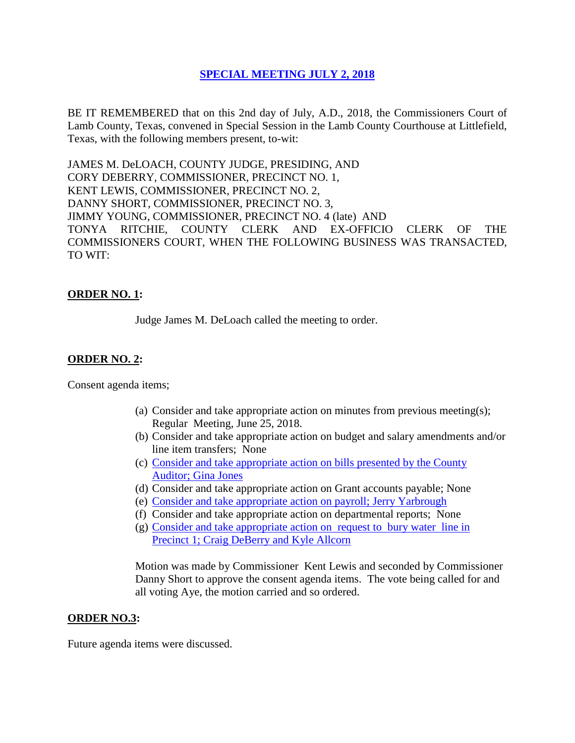# SPECIAL MEETING JULY 2, 2018

BE IT REMEMBERED that on this 2nd day of July, A.D., 2018, the Commissioners Court of Lamb County, Texas, convened in Special Session in the Lamb County Courthouse at Littlefield, Texas, with the following members present, to-wit:

JAMES M. DeLOACH, COUNTY JUDGE, PRESIDING, AND
CORY DEBERRY, COMMISSIONER, PRECINCT NO. 1,
KENT LEWIS, COMMISSIONER, PRECINCT NO. 2,
DANNY SHORT, COMMISSIONER, PRECINCT NO. 3,
JIMMY YOUNG, COMMISSIONER, PRECINCT NO. 4 (late) AND
TONYA RITCHIE, COUNTY CLERK AND EX-OFFICIO CLERK OF THE COMMISSIONERS COURT, WHEN THE FOLLOWING BUSINESS WAS TRANSACTED, TO WIT:

**ORDER NO. 1:**

Judge James M. DeLoach called the meeting to order.

**ORDER NO. 2:**

Consent agenda items;

(a) Consider and take appropriate action on minutes from previous meeting(s); Regular Meeting, June 25, 2018.
(b) Consider and take appropriate action on budget and salary amendments and/or line item transfers; None
(c) Consider and take appropriate action on bills presented by the County Auditor; Gina Jones
(d) Consider and take appropriate action on Grant accounts payable; None
(e) Consider and take appropriate action on payroll; Jerry Yarbrough
(f) Consider and take appropriate action on departmental reports; None
(g) Consider and take appropriate action on request to bury water line in Precinct 1; Craig DeBerry and Kyle Allcorn

Motion was made by Commissioner Kent Lewis and seconded by Commissioner Danny Short to approve the consent agenda items. The vote being called for and all voting Aye, the motion carried and so ordered.

**ORDER NO.3:**

Future agenda items were discussed.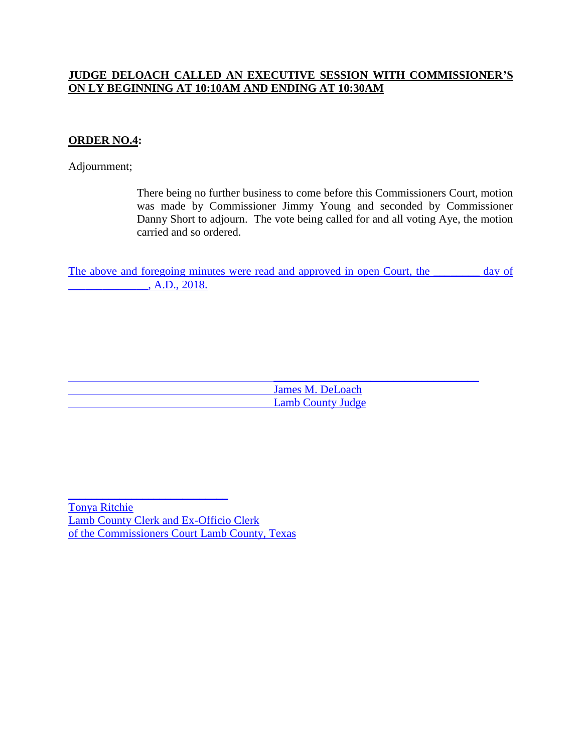**JUDGE DELOACH CALLED AN EXECUTIVE SESSION WITH COMMISSIONER'S ON LY BEGINNING AT 10:10AM AND ENDING AT 10:30AM**

**ORDER NO.4:**

Adjournment;

> There being no further business to come before this Commissioners Court, motion was made by Commissioner Jimmy Young and seconded by Commissioner Danny Short to adjourn. The vote being called for and all voting Aye, the motion carried and so ordered.

The above and foregoing minutes were read and approved in open Court, the ________ day of ______________, A.D., 2018.

___________________________________
James M. DeLoach
Lamb County Judge

___________________________
Tonya Ritchie
Lamb County Clerk and Ex-Officio Clerk
of the Commissioners Court Lamb County, Texas